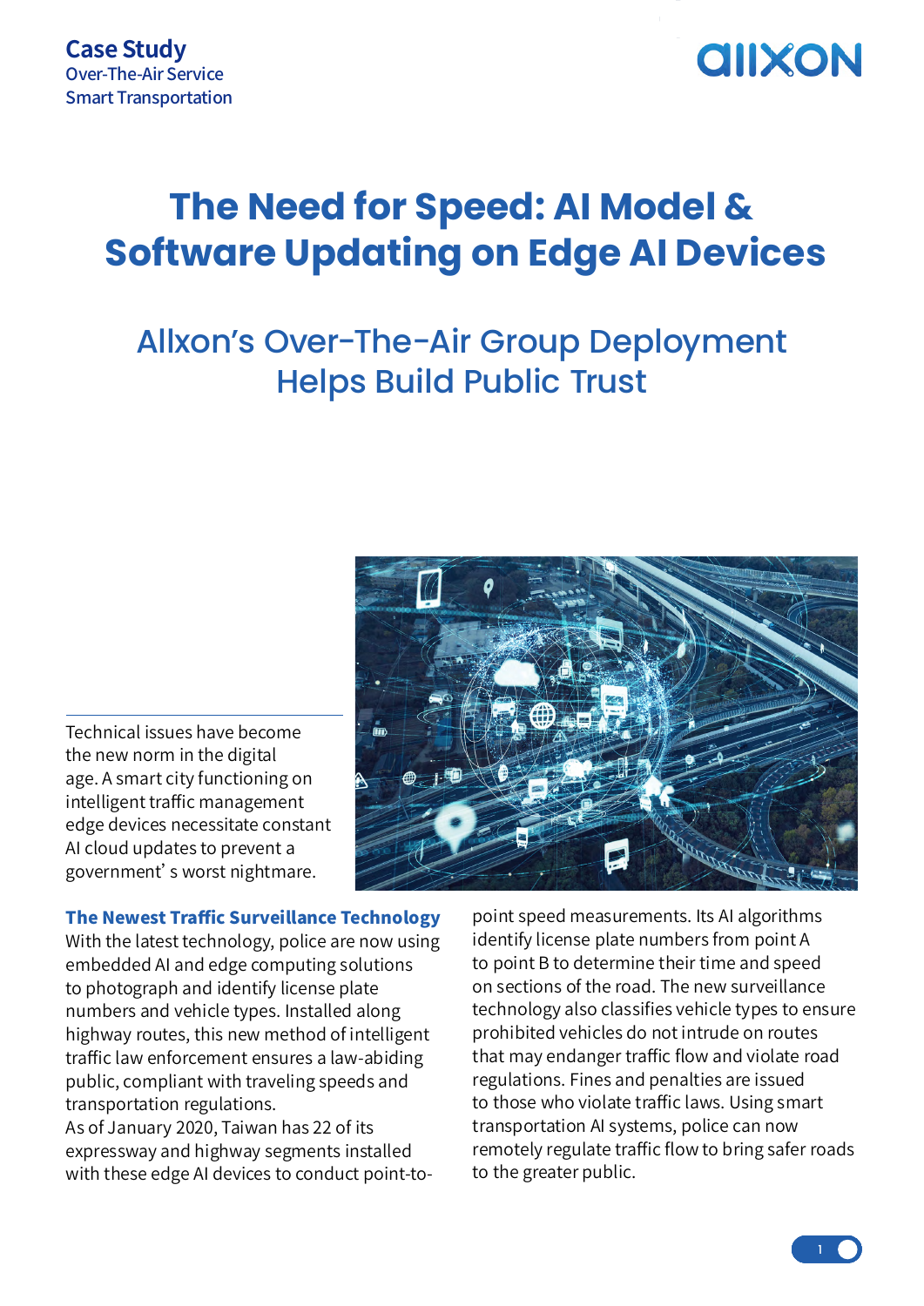**Case Study**
Over-The-Air Service
Smart Transportation

# The Need for Speed: AI Model & Software Updating on Edge AI Devices

## Allxon's Over-The-Air Group Deployment Helps Build Public Trust

Technical issues have become the new norm in the digital age. A smart city functioning on intelligent traffic management edge devices necessitate constant AI cloud updates to prevent a government' s worst nightmare.

### The Newest Traffic Surveillance Technology

With the latest technology, police are now using embedded AI and edge computing solutions to photograph and identify license plate numbers and vehicle types. Installed along highway routes, this new method of intelligent traffic law enforcement ensures a law-abiding public, compliant with traveling speeds and transportation regulations.

As of January 2020, Taiwan has 22 of its expressway and highway segments installed with these edge AI devices to conduct point-to-point speed measurements. Its AI algorithms identify license plate numbers from point A to point B to determine their time and speed on sections of the road. The new surveillance technology also classifies vehicle types to ensure prohibited vehicles do not intrude on routes that may endanger traffic flow and violate road regulations. Fines and penalties are issued to those who violate traffic laws. Using smart transportation AI systems, police can now remotely regulate traffic flow to bring safer roads to the greater public.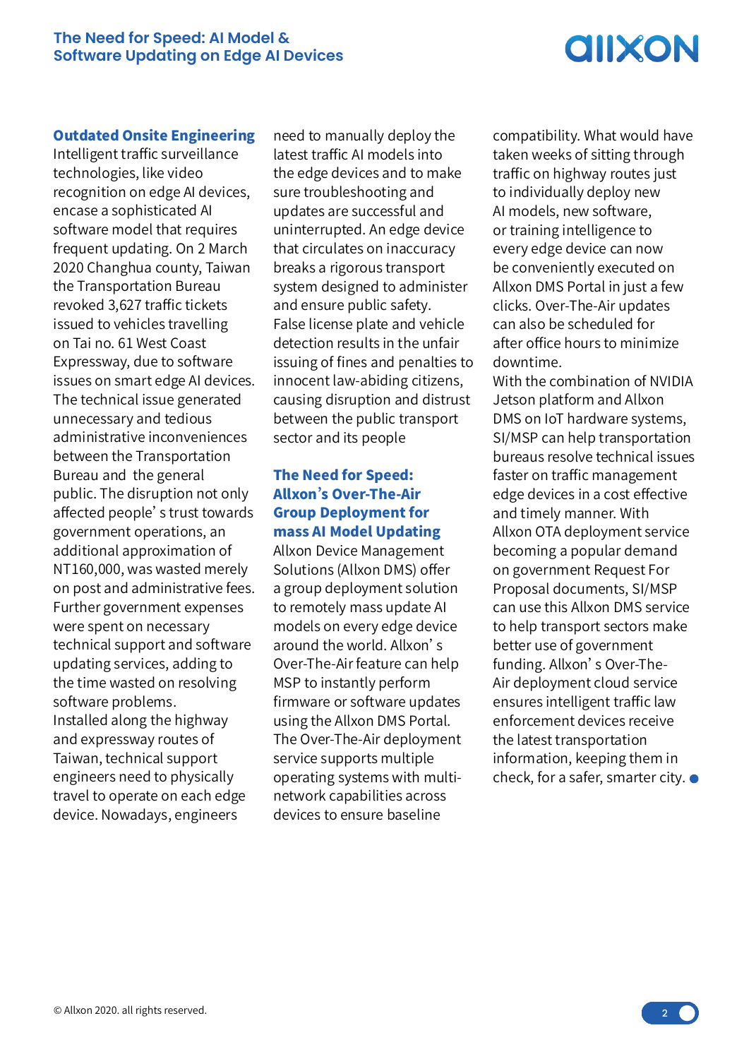## Outdated Onsite Engineering

Intelligent traffic surveillance technologies, like video recognition on edge AI devices, encase a sophisticated AI software model that requires frequent updating. On 2 March 2020 Changhua county, Taiwan the Transportation Bureau revoked 3,627 traffic tickets issued to vehicles travelling on Tai no. 61 West Coast Expressway, due to software issues on smart edge AI devices. The technical issue generated unnecessary and tedious administrative inconveniences between the Transportation Bureau and the general public. The disruption not only affected people' s trust towards government operations, an additional approximation of NT160,000, was wasted merely on post and administrative fees. Further government expenses were spent on necessary technical support and software updating services, adding to the time wasted on resolving software problems.

Installed along the highway and expressway routes of Taiwan, technical support engineers need to physically travel to operate on each edge device. Nowadays, engineers need to manually deploy the latest traffic AI models into the edge devices and to make sure troubleshooting and updates are successful and uninterrupted. An edge device that circulates on inaccuracy breaks a rigorous transport system designed to administer and ensure public safety. False license plate and vehicle detection results in the unfair issuing of fines and penalties to innocent law-abiding citizens, causing disruption and distrust between the public transport sector and its people

## The Need for Speed: Allxon's Over-The-Air Group Deployment for mass AI Model Updating

Allxon Device Management Solutions (Allxon DMS) offer a group deployment solution to remotely mass update AI models on every edge device around the world. Allxon' s Over-The-Air feature can help MSP to instantly perform firmware or software updates using the Allxon DMS Portal. The Over-The-Air deployment service supports multiple operating systems with multi-network capabilities across devices to ensure baseline compatibility. What would have taken weeks of sitting through traffic on highway routes just to individually deploy new AI models, new software, or training intelligence to every edge device can now be conveniently executed on Allxon DMS Portal in just a few clicks. Over-The-Air updates can also be scheduled for after office hours to minimize downtime.

With the combination of NVIDIA Jetson platform and Allxon DMS on IoT hardware systems, SI/MSP can help transportation bureaus resolve technical issues faster on traffic management edge devices in a cost effective and timely manner. With Allxon OTA deployment service becoming a popular demand on government Request For Proposal documents, SI/MSP can use this Allxon DMS service to help transport sectors make better use of government funding. Allxon' s Over-The-Air deployment cloud service ensures intelligent traffic law enforcement devices receive the latest transportation information, keeping them in check, for a safer, smarter city.

© Allxon 2020. all rights reserved.